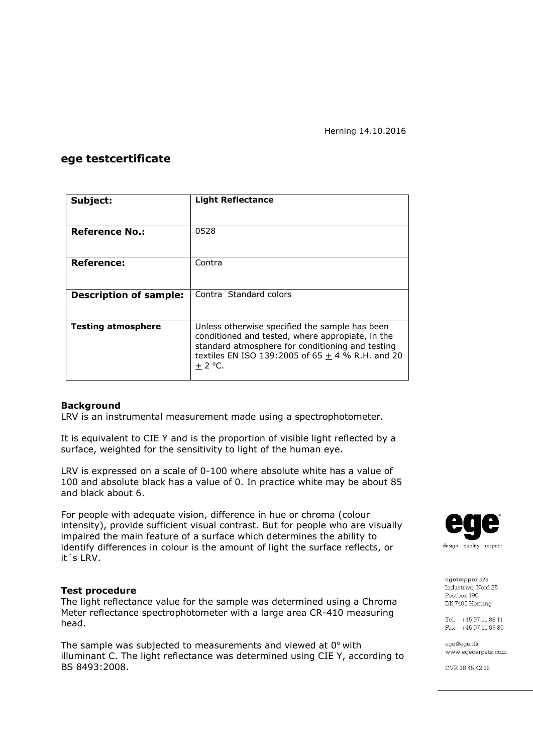Herning 14.10.2016

## ege testcertificate

| **Subject:** | **Light Reflectance** |
| --- | --- |
| **Reference No.:** | 0528 |
| **Reference:** | Contra |
| **Description of sample:** | Contra  Standard colors |
| **Testing atmosphere** | Unless otherwise specified the sample has been conditioned and tested, where appropiate, in the standard atmosphere for conditioning and testing textiles EN ISO 139:2005 of 65 $\pm$ 4 % R.H. and 20 $\pm$ 2 °C. |

**Background**

LRV is an instrumental measurement made using a spectrophotometer.

It is equivalent to CIE Y and is the proportion of visible light reflected by a surface, weighted for the sensitivity to light of the human eye.

LRV is expressed on a scale of 0-100 where absolute white has a value of 100 and absolute black has a value of 0. In practice white may be about 85 and black about 6.

For people with adequate vision, difference in hue or chroma (colour intensity), provide sufficient visual contrast. But for people who are visually impaired the main feature of a surface which determines the ability to identify differences in colour is the amount of light the surface reflects, or it´s LRV.

**Test procedure**

The light reflectance value for the sample was determined using a Chroma Meter reflectance spectrophotometer with a large area CR-410 measuring head.

The sample was subjected to measurements and viewed at 0° with illuminant C. The light reflectance was determined using CIE Y, according to BS 8493:2008.

egetæpper a/s
Industrivej Nord 25
Postbox 190
DK-7400 Herning

Tel: +45 97 11 88 11
Fax: +45 97 11 95 80

ege@ege.dk
www.egecarpets.com

CVR 38 45 42 18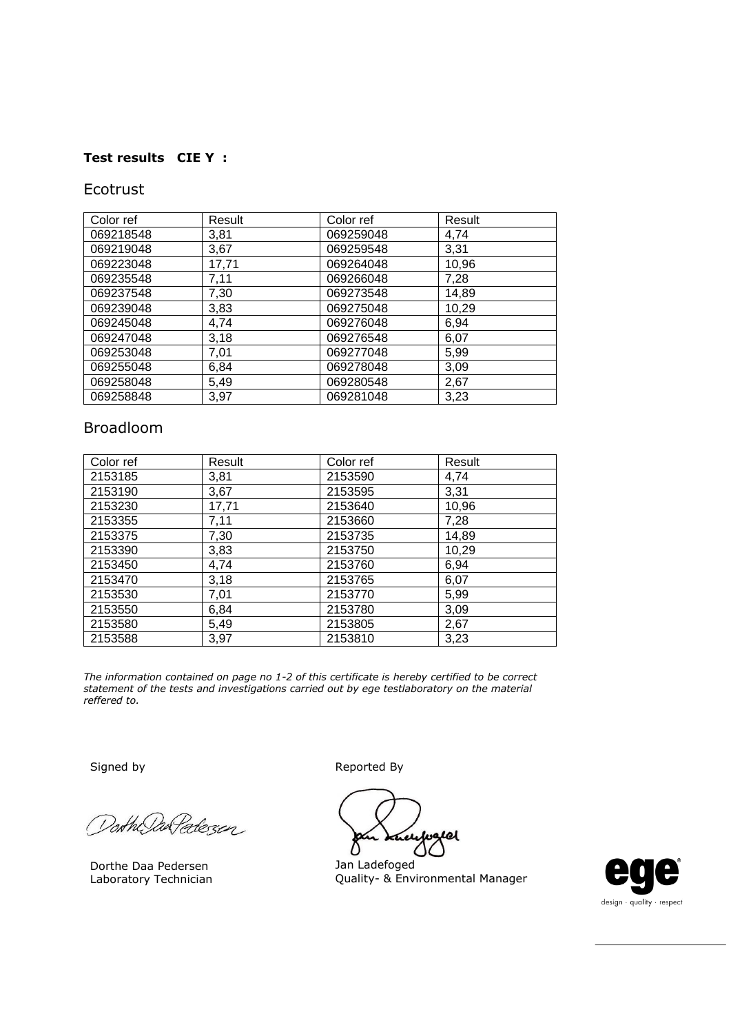**Test results CIE Y :**

## Ecotrust

| Color ref | Result | Color ref | Result |
|---|---|---|---|
| 069218548 | 3,81 | 069259048 | 4,74 |
| 069219048 | 3,67 | 069259548 | 3,31 |
| 069223048 | 17,71 | 069264048 | 10,96 |
| 069235548 | 7,11 | 069266048 | 7,28 |
| 069237548 | 7,30 | 069273548 | 14,89 |
| 069239048 | 3,83 | 069275048 | 10,29 |
| 069245048 | 4,74 | 069276048 | 6,94 |
| 069247048 | 3,18 | 069276548 | 6,07 |
| 069253048 | 7,01 | 069277048 | 5,99 |
| 069255048 | 6,84 | 069278048 | 3,09 |
| 069258048 | 5,49 | 069280548 | 2,67 |
| 069258848 | 3,97 | 069281048 | 3,23 |

## Broadloom

| Color ref | Result | Color ref | Result |
|---|---|---|---|
| 2153185 | 3,81 | 2153590 | 4,74 |
| 2153190 | 3,67 | 2153595 | 3,31 |
| 2153230 | 17,71 | 2153640 | 10,96 |
| 2153355 | 7,11 | 2153660 | 7,28 |
| 2153375 | 7,30 | 2153735 | 14,89 |
| 2153390 | 3,83 | 2153750 | 10,29 |
| 2153450 | 4,74 | 2153760 | 6,94 |
| 2153470 | 3,18 | 2153765 | 6,07 |
| 2153530 | 7,01 | 2153770 | 5,99 |
| 2153550 | 6,84 | 2153780 | 3,09 |
| 2153580 | 5,49 | 2153805 | 2,67 |
| 2153588 | 3,97 | 2153810 | 3,23 |

*The information contained on page no 1-2 of this certificate is hereby certified to be correct statement of the tests and investigations carried out by ege testlaboratory on the material reffered to.*

Signed by

Dorthe Daa Pedersen
Laboratory Technician

Reported By

Jan Ladefoged
Quality- & Environmental Manager

ege
design · quality · respect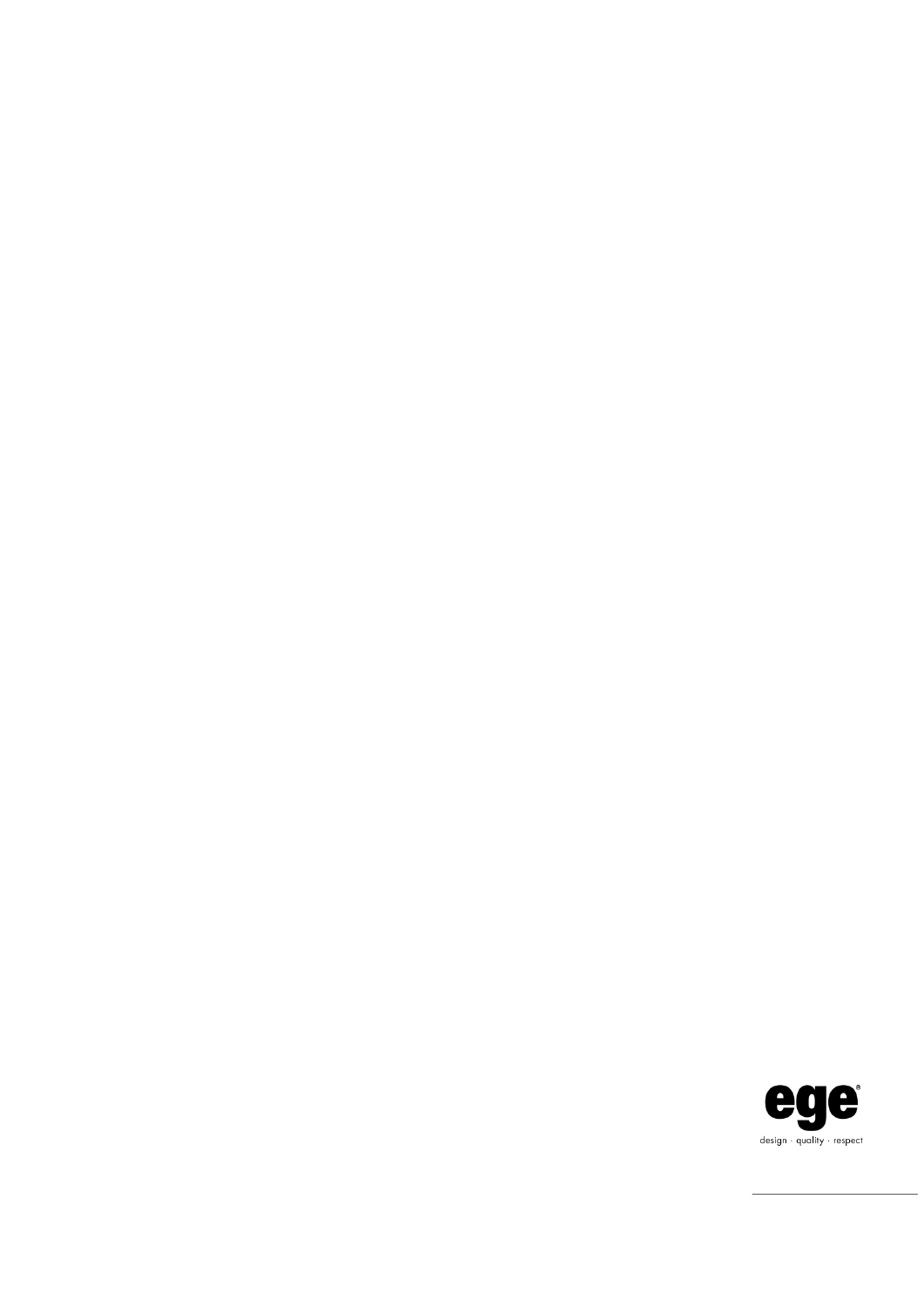ege®

design · quality · respect